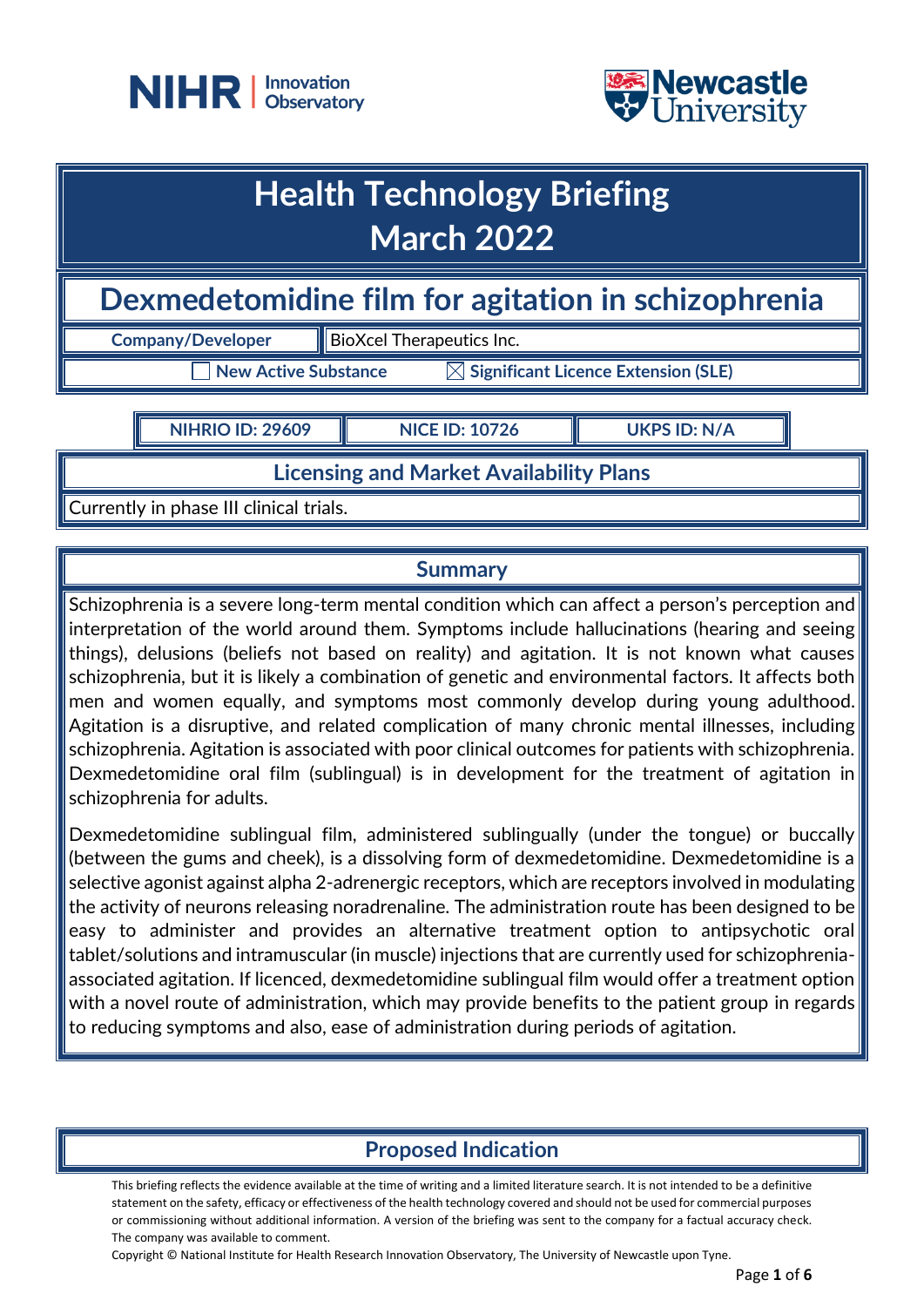# Health Technology Briefing
# March 2022

## Dexmedetomidine film for agitation in schizophrenia

| Company/Developer | BioXcel Therapeutics Inc. |
|---|---|

☐ New Active Substance ☒ Significant Licence Extension (SLE)

| NIHRIO ID: 29609 | NICE ID: 10726 | UKPS ID: N/A |
|---|---|---|

## Licensing and Market Availability Plans

Currently in phase III clinical trials.

## Summary

Schizophrenia is a severe long-term mental condition which can affect a person's perception and interpretation of the world around them. Symptoms include hallucinations (hearing and seeing things), delusions (beliefs not based on reality) and agitation. It is not known what causes schizophrenia, but it is likely a combination of genetic and environmental factors. It affects both men and women equally, and symptoms most commonly develop during young adulthood. Agitation is a disruptive, and related complication of many chronic mental illnesses, including schizophrenia. Agitation is associated with poor clinical outcomes for patients with schizophrenia. Dexmedetomidine oral film (sublingual) is in development for the treatment of agitation in schizophrenia for adults.

Dexmedetomidine sublingual film, administered sublingually (under the tongue) or buccally (between the gums and cheek), is a dissolving form of dexmedetomidine. Dexmedetomidine is a selective agonist against alpha 2-adrenergic receptors, which are receptors involved in modulating the activity of neurons releasing noradrenaline. The administration route has been designed to be easy to administer and provides an alternative treatment option to antipsychotic oral tablet/solutions and intramuscular (in muscle) injections that are currently used for schizophrenia-associated agitation. If licenced, dexmedetomidine sublingual film would offer a treatment option with a novel route of administration, which may provide benefits to the patient group in regards to reducing symptoms and also, ease of administration during periods of agitation.

## Proposed Indication

This briefing reflects the evidence available at the time of writing and a limited literature search. It is not intended to be a definitive statement on the safety, efficacy or effectiveness of the health technology covered and should not be used for commercial purposes or commissioning without additional information. A version of the briefing was sent to the company for a factual accuracy check. The company was available to comment.

Copyright © National Institute for Health Research Innovation Observatory, The University of Newcastle upon Tyne.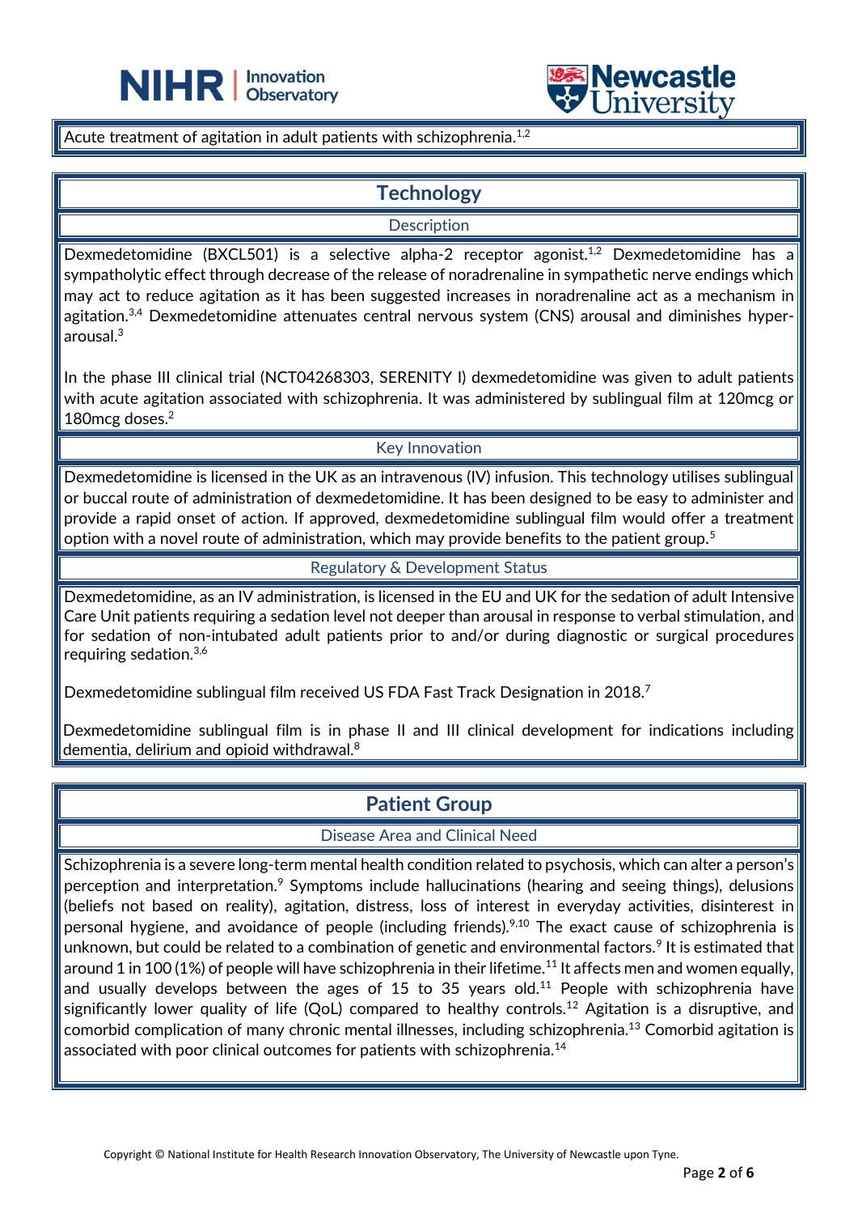Acute treatment of agitation in adult patients with schizophrenia.[1,2]

## Technology

### Description

Dexmedetomidine (BXCL501) is a selective alpha-2 receptor agonist.[1,2] Dexmedetomidine has a sympatholytic effect through decrease of the release of noradrenaline in sympathetic nerve endings which may act to reduce agitation as it has been suggested increases in noradrenaline act as a mechanism in agitation.[3,4] Dexmedetomidine attenuates central nervous system (CNS) arousal and diminishes hyper-arousal.[3]

In the phase III clinical trial (NCT04268303, SERENITY I) dexmedetomidine was given to adult patients with acute agitation associated with schizophrenia. It was administered by sublingual film at 120mcg or 180mcg doses.[2]

### Key Innovation

Dexmedetomidine is licensed in the UK as an intravenous (IV) infusion. This technology utilises sublingual or buccal route of administration of dexmedetomidine. It has been designed to be easy to administer and provide a rapid onset of action. If approved, dexmedetomidine sublingual film would offer a treatment option with a novel route of administration, which may provide benefits to the patient group.[5]

### Regulatory & Development Status

Dexmedetomidine, as an IV administration, is licensed in the EU and UK for the sedation of adult Intensive Care Unit patients requiring a sedation level not deeper than arousal in response to verbal stimulation, and for sedation of non-intubated adult patients prior to and/or during diagnostic or surgical procedures requiring sedation.[3,6]

Dexmedetomidine sublingual film received US FDA Fast Track Designation in 2018.[7]

Dexmedetomidine sublingual film is in phase II and III clinical development for indications including dementia, delirium and opioid withdrawal.[8]

## Patient Group

### Disease Area and Clinical Need

Schizophrenia is a severe long-term mental health condition related to psychosis, which can alter a person's perception and interpretation.[9] Symptoms include hallucinations (hearing and seeing things), delusions (beliefs not based on reality), agitation, distress, loss of interest in everyday activities, disinterest in personal hygiene, and avoidance of people (including friends).[9,10] The exact cause of schizophrenia is unknown, but could be related to a combination of genetic and environmental factors.[9] It is estimated that around 1 in 100 (1%) of people will have schizophrenia in their lifetime.[11] It affects men and women equally, and usually develops between the ages of 15 to 35 years old.[11] People with schizophrenia have significantly lower quality of life (QoL) compared to healthy controls.[12] Agitation is a disruptive, and comorbid complication of many chronic mental illnesses, including schizophrenia.[13] Comorbid agitation is associated with poor clinical outcomes for patients with schizophrenia.[14]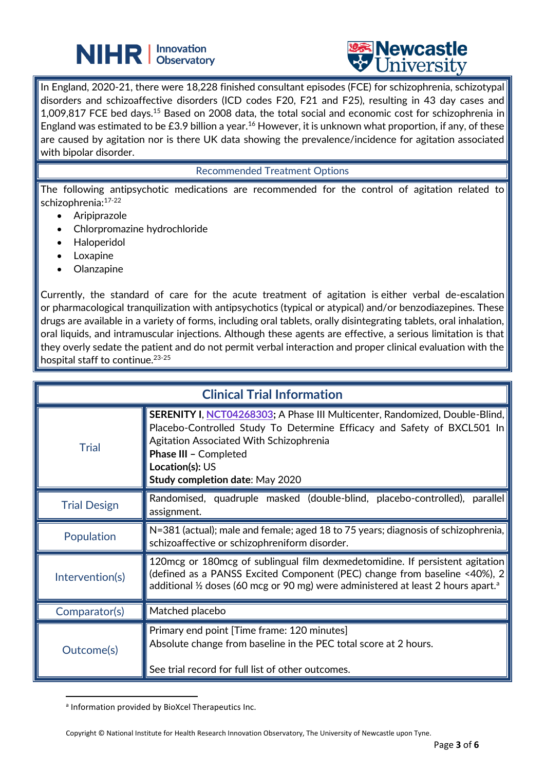In England, 2020-21, there were 18,228 finished consultant episodes (FCE) for schizophrenia, schizotypal disorders and schizoaffective disorders (ICD codes F20, F21 and F25), resulting in 43 day cases and 1,009,817 FCE bed days.[15] Based on 2008 data, the total social and economic cost for schizophrenia in England was estimated to be £3.9 billion a year.[16] However, it is unknown what proportion, if any, of these are caused by agitation nor is there UK data showing the prevalence/incidence for agitation associated with bipolar disorder.

## Recommended Treatment Options

The following antipsychotic medications are recommended for the control of agitation related to schizophrenia:[17-22]

- Aripiprazole
- Chlorpromazine hydrochloride
- Haloperidol
- Loxapine
- Olanzapine

Currently, the standard of care for the acute treatment of agitation is either verbal de-escalation or pharmacological tranquilization with antipsychotics (typical or atypical) and/or benzodiazepines. These drugs are available in a variety of forms, including oral tablets, orally disintegrating tablets, oral inhalation, oral liquids, and intramuscular injections. Although these agents are effective, a serious limitation is that they overly sedate the patient and do not permit verbal interaction and proper clinical evaluation with the hospital staff to continue.[23-25]

## Clinical Trial Information

| | |
|---|---|
| Trial | **SERENITY I**, NCT04268303**;** A Phase III Multicenter, Randomized, Double-Blind, Placebo-Controlled Study To Determine Efficacy and Safety of BXCL501 In Agitation Associated With Schizophrenia<br>**Phase III –** Completed<br>**Location(s):** US<br>**Study completion date**: May 2020 |
| Trial Design | Randomised, quadruple masked (double-blind, placebo-controlled), parallel assignment. |
| Population | N=381 (actual); male and female; aged 18 to 75 years; diagnosis of schizophrenia, schizoaffective or schizophreniform disorder. |
| Intervention(s) | 120mcg or 180mcg of sublingual film dexmedetomidine. If persistent agitation (defined as a PANSS Excited Component (PEC) change from baseline <40%), 2 additional ½ doses (60 mcg or 90 mg) were administered at least 2 hours apart.[a] |
| Comparator(s) | Matched placebo |
| Outcome(s) | Primary end point [Time frame: 120 minutes]<br>Absolute change from baseline in the PEC total score at 2 hours.<br><br>See trial record for full list of other outcomes. |

[a] Information provided by BioXcel Therapeutics Inc.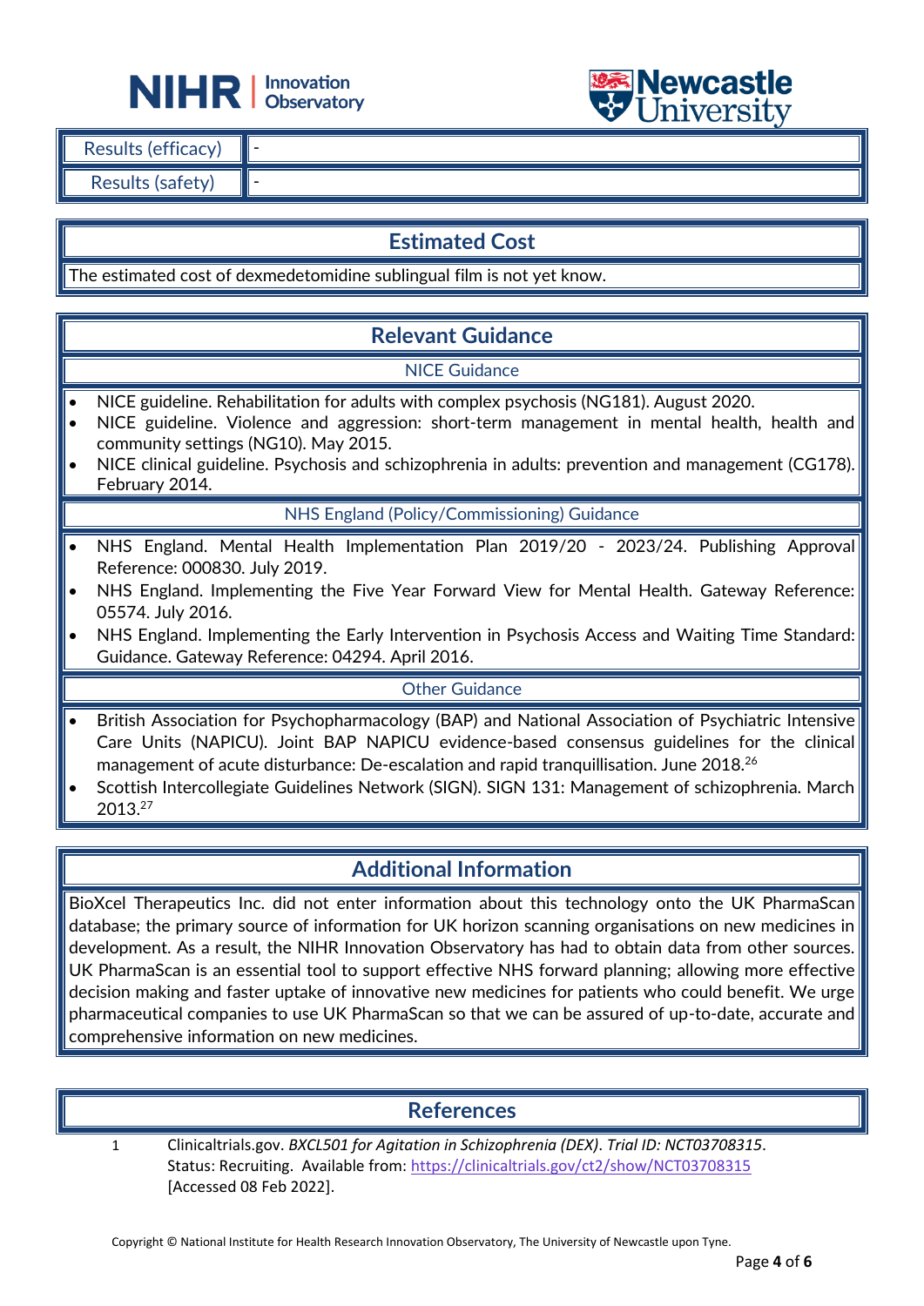| Results (efficacy) | - |
| --- | --- |
| Results (safety) | - |

## Estimated Cost

The estimated cost of dexmedetomidine sublingual film is not yet know.

## Relevant Guidance

### NICE Guidance

- NICE guideline. Rehabilitation for adults with complex psychosis (NG181). August 2020.
- NICE guideline. Violence and aggression: short-term management in mental health, health and community settings (NG10). May 2015.
- NICE clinical guideline. Psychosis and schizophrenia in adults: prevention and management (CG178). February 2014.

### NHS England (Policy/Commissioning) Guidance

- NHS England. Mental Health Implementation Plan 2019/20 - 2023/24. Publishing Approval Reference: 000830. July 2019.
- NHS England. Implementing the Five Year Forward View for Mental Health. Gateway Reference: 05574. July 2016.
- NHS England. Implementing the Early Intervention in Psychosis Access and Waiting Time Standard: Guidance. Gateway Reference: 04294. April 2016.

### Other Guidance

- British Association for Psychopharmacology (BAP) and National Association of Psychiatric Intensive Care Units (NAPICU). Joint BAP NAPICU evidence-based consensus guidelines for the clinical management of acute disturbance: De-escalation and rapid tranquillisation. June 2018.[26]
- Scottish Intercollegiate Guidelines Network (SIGN). SIGN 131: Management of schizophrenia. March 2013.[27]

## Additional Information

BioXcel Therapeutics Inc. did not enter information about this technology onto the UK PharmaScan database; the primary source of information for UK horizon scanning organisations on new medicines in development. As a result, the NIHR Innovation Observatory has had to obtain data from other sources. UK PharmaScan is an essential tool to support effective NHS forward planning; allowing more effective decision making and faster uptake of innovative new medicines for patients who could benefit. We urge pharmaceutical companies to use UK PharmaScan so that we can be assured of up-to-date, accurate and comprehensive information on new medicines.

## References

1. Clinicaltrials.gov. *BXCL501 for Agitation in Schizophrenia (DEX). Trial ID: NCT03708315*. Status: Recruiting. Available from: https://clinicaltrials.gov/ct2/show/NCT03708315 [Accessed 08 Feb 2022].

Copyright © National Institute for Health Research Innovation Observatory, The University of Newcastle upon Tyne.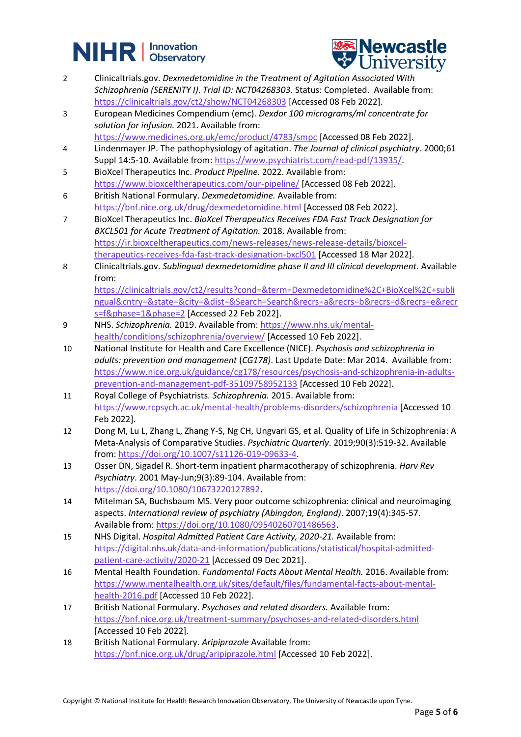2. Clinicaltrials.gov. *Dexmedetomidine in the Treatment of Agitation Associated With Schizophrenia (SERENITY I). Trial ID: NCT04268303*. Status: Completed. Available from: https://clinicaltrials.gov/ct2/show/NCT04268303 [Accessed 08 Feb 2022].
3. European Medicines Compendium (emc). *Dexdor 100 micrograms/ml concentrate for solution for infusion.* 2021. Available from: https://www.medicines.org.uk/emc/product/4783/smpc [Accessed 08 Feb 2022].
4. Lindenmayer JP. The pathophysiology of agitation. *The Journal of clinical psychiatry*. 2000;61 Suppl 14:5-10. Available from: https://www.psychiatrist.com/read-pdf/13935/.
5. BioXcel Therapeutics Inc. *Product Pipeline.* 2022. Available from: https://www.bioxceltherapeutics.com/our-pipeline/ [Accessed 08 Feb 2022].
6. British National Formulary. *Dexmedetomidine.* Available from: https://bnf.nice.org.uk/drug/dexmedetomidine.html [Accessed 08 Feb 2022].
7. BioXcel Therapeutics Inc. *BioXcel Therapeutics Receives FDA Fast Track Designation for BXCL501 for Acute Treatment of Agitation.* 2018. Available from: https://ir.bioxceltherapeutics.com/news-releases/news-release-details/bioxcel-therapeutics-receives-fda-fast-track-designation-bxcl501 [Accessed 18 Mar 2022].
8. Clinicaltrials.gov. *Sublingual dexmedetomidine phase II and III clinical development.* Available from: https://clinicaltrials.gov/ct2/results?cond=&term=Dexmedetomidine%2C+BioXcel%2C+sublingual&cntry=&state=&city=&dist=&Search=Search&recrs=a&recrs=b&recrs=d&recrs=e&recrs=f&phase=1&phase=2 [Accessed 22 Feb 2022].
9. NHS. *Schizophrenia.* 2019. Available from: https://www.nhs.uk/mental-health/conditions/schizophrenia/overview/ [Accessed 10 Feb 2022].
10. National Institute for Health and Care Excellence (NICE). *Psychosis and schizophrenia in adults: prevention and management* (*CG178)*. Last Update Date: Mar 2014. Available from: https://www.nice.org.uk/guidance/cg178/resources/psychosis-and-schizophrenia-in-adults-prevention-and-management-pdf-35109758952133 [Accessed 10 Feb 2022].
11. Royal College of Psychiatrists. *Schizophrenia.* 2015. Available from: https://www.rcpsych.ac.uk/mental-health/problems-disorders/schizophrenia [Accessed 10 Feb 2022].
12. Dong M, Lu L, Zhang L, Zhang Y-S, Ng CH, Ungvari GS, et al. Quality of Life in Schizophrenia: A Meta-Analysis of Comparative Studies. *Psychiatric Quarterly*. 2019;90(3):519-32. Available from: https://doi.org/10.1007/s11126-019-09633-4.
13. Osser DN, Sigadel R. Short-term inpatient pharmacotherapy of schizophrenia. *Harv Rev Psychiatry*. 2001 May-Jun;9(3):89-104. Available from: https://doi.org/10.1080/10673220127892.
14. Mitelman SA, Buchsbaum MS. Very poor outcome schizophrenia: clinical and neuroimaging aspects. *International review of psychiatry (Abingdon, England)*. 2007;19(4):345-57. Available from: https://doi.org/10.1080/09540260701486563.
15. NHS Digital. *Hospital Admitted Patient Care Activity, 2020-21.* Available from: https://digital.nhs.uk/data-and-information/publications/statistical/hospital-admitted-patient-care-activity/2020-21 [Accessed 09 Dec 2021].
16. Mental Health Foundation. *Fundamental Facts About Mental Health.* 2016. Available from: https://www.mentalhealth.org.uk/sites/default/files/fundamental-facts-about-mental-health-2016.pdf [Accessed 10 Feb 2022].
17. British National Formulary. *Psychoses and related disorders.* Available from: https://bnf.nice.org.uk/treatment-summary/psychoses-and-related-disorders.html [Accessed 10 Feb 2022].
18. British National Formulary. *Aripiprazole* Available from: https://bnf.nice.org.uk/drug/aripiprazole.html [Accessed 10 Feb 2022].

Copyright © National Institute for Health Research Innovation Observatory, The University of Newcastle upon Tyne.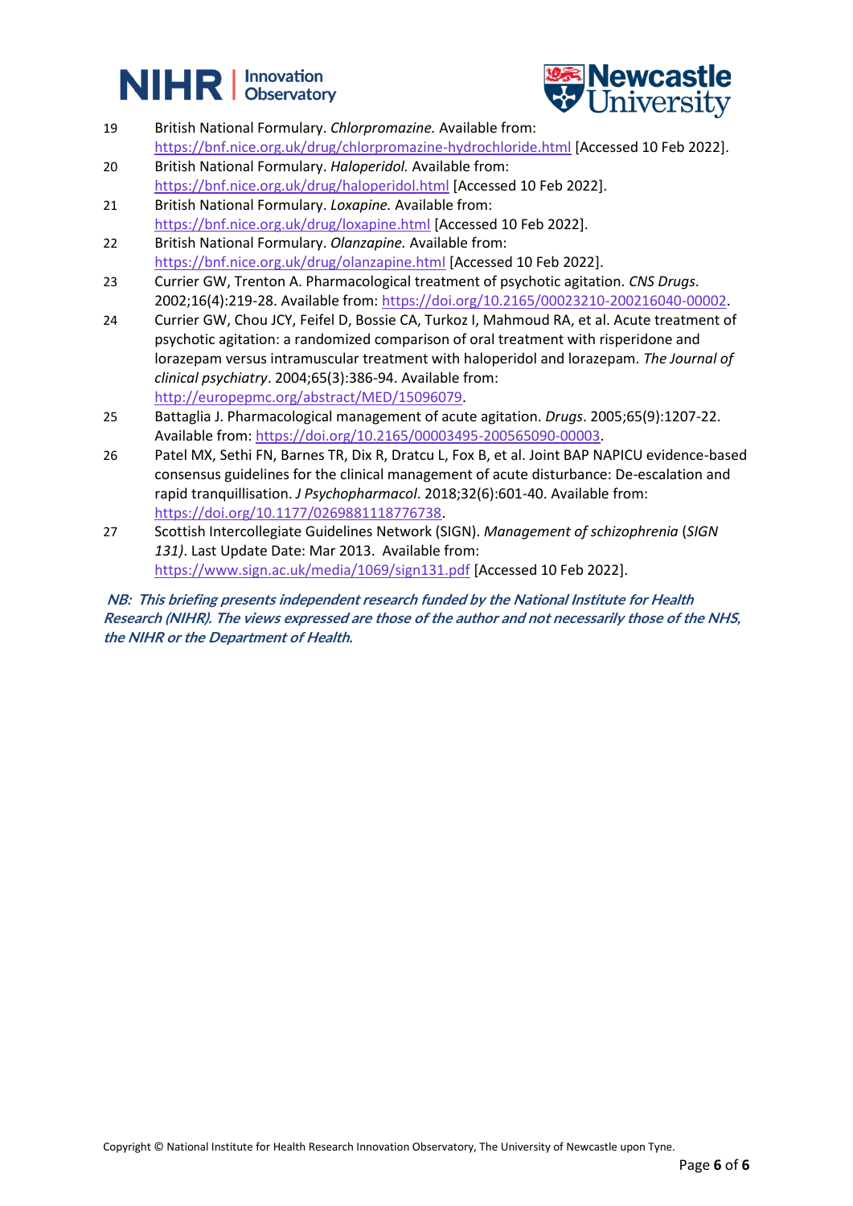19. British National Formulary. *Chlorpromazine.* Available from: https://bnf.nice.org.uk/drug/chlorpromazine-hydrochloride.html [Accessed 10 Feb 2022].
20. British National Formulary. *Haloperidol.* Available from: https://bnf.nice.org.uk/drug/haloperidol.html [Accessed 10 Feb 2022].
21. British National Formulary. *Loxapine.* Available from: https://bnf.nice.org.uk/drug/loxapine.html [Accessed 10 Feb 2022].
22. British National Formulary. *Olanzapine.* Available from: https://bnf.nice.org.uk/drug/olanzapine.html [Accessed 10 Feb 2022].
23. Currier GW, Trenton A. Pharmacological treatment of psychotic agitation. *CNS Drugs*. 2002;16(4):219-28. Available from: https://doi.org/10.2165/00023210-200216040-00002.
24. Currier GW, Chou JCY, Feifel D, Bossie CA, Turkoz I, Mahmoud RA, et al. Acute treatment of psychotic agitation: a randomized comparison of oral treatment with risperidone and lorazepam versus intramuscular treatment with haloperidol and lorazepam. *The Journal of clinical psychiatry*. 2004;65(3):386-94. Available from: http://europepmc.org/abstract/MED/15096079.
25. Battaglia J. Pharmacological management of acute agitation. *Drugs*. 2005;65(9):1207-22. Available from: https://doi.org/10.2165/00003495-200565090-00003.
26. Patel MX, Sethi FN, Barnes TR, Dix R, Dratcu L, Fox B, et al. Joint BAP NAPICU evidence-based consensus guidelines for the clinical management of acute disturbance: De-escalation and rapid tranquillisation. *J Psychopharmacol*. 2018;32(6):601-40. Available from: https://doi.org/10.1177/0269881118776738.
27. Scottish Intercollegiate Guidelines Network (SIGN). *Management of schizophrenia* (*SIGN 131)*. Last Update Date: Mar 2013. Available from: https://www.sign.ac.uk/media/1069/sign131.pdf [Accessed 10 Feb 2022].

***NB: This briefing presents independent research funded by the National Institute for Health Research (NIHR). The views expressed are those of the author and not necessarily those of the NHS, the NIHR or the Department of Health.***

Copyright © National Institute for Health Research Innovation Observatory, The University of Newcastle upon Tyne.